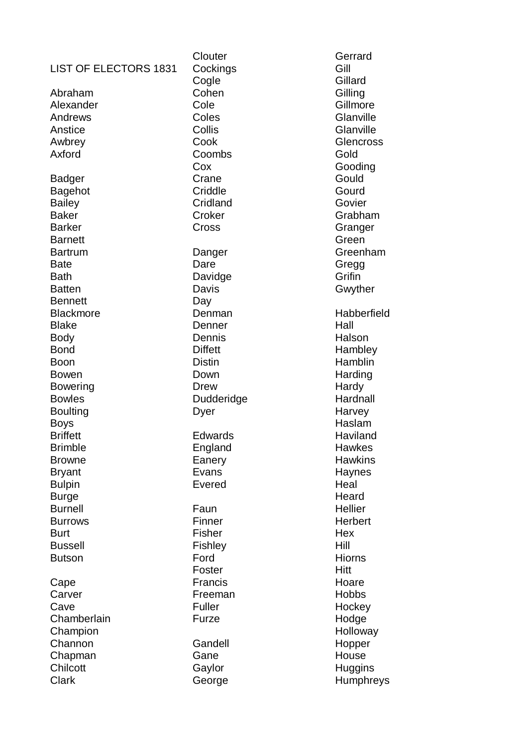# LIST OF ELECTORS 1831

Abraham
Alexander
Andrews
Anstice
Awbrey
Axford

Badger
Bagehot
Bailey
Baker
Barker
Barnett
Bartrum
Bate
Bath
Batten
Bennett
Blackmore
Blake
Body
Bond
Boon
Bowen
Bowering
Bowles
Boulting
Boys
Briffett
Brimble
Browne
Bryant
Bulpin
Burge
Burnell
Burrows
Burt
Bussell
Butson

Cape
Carver
Cave
Chamberlain
Champion
Channon
Chapman
Chilcott
Clark
Clouter
Cockings
Cogle
Cohen
Cole
Coles
Collis
Cook
Coombs
Cox
Crane
Criddle
Cridland
Croker
Cross

Danger
Dare
Davidge
Davis
Day
Denman
Denner
Dennis
Diffett
Distin
Down
Drew
Dudderidge
Dyer

Edwards
England
Eanery
Evans
Evered

Faun
Finner
Fisher
Fishley
Ford
Foster
Francis
Freeman
Fuller
Furze

Gandell
Gane
Gaylor
George
Gerrard
Gill
Gillard
Gilling
Gillmore
Glanville
Glanville
Glencross
Gold
Gooding
Gould
Gourd
Govier
Grabham
Granger
Green
Greenham
Gregg
Grifin
Gwyther

Habberfield
Hall
Halson
Hambley
Hamblin
Harding
Hardy
Hardnall
Harvey
Haslam
Haviland
Hawkes
Hawkins
Haynes
Heal
Heard
Hellier
Herbert
Hex
Hill
Hiorns
Hitt
Hoare
Hobbs
Hockey
Hodge
Holloway
Hopper
House
Huggins
Humphreys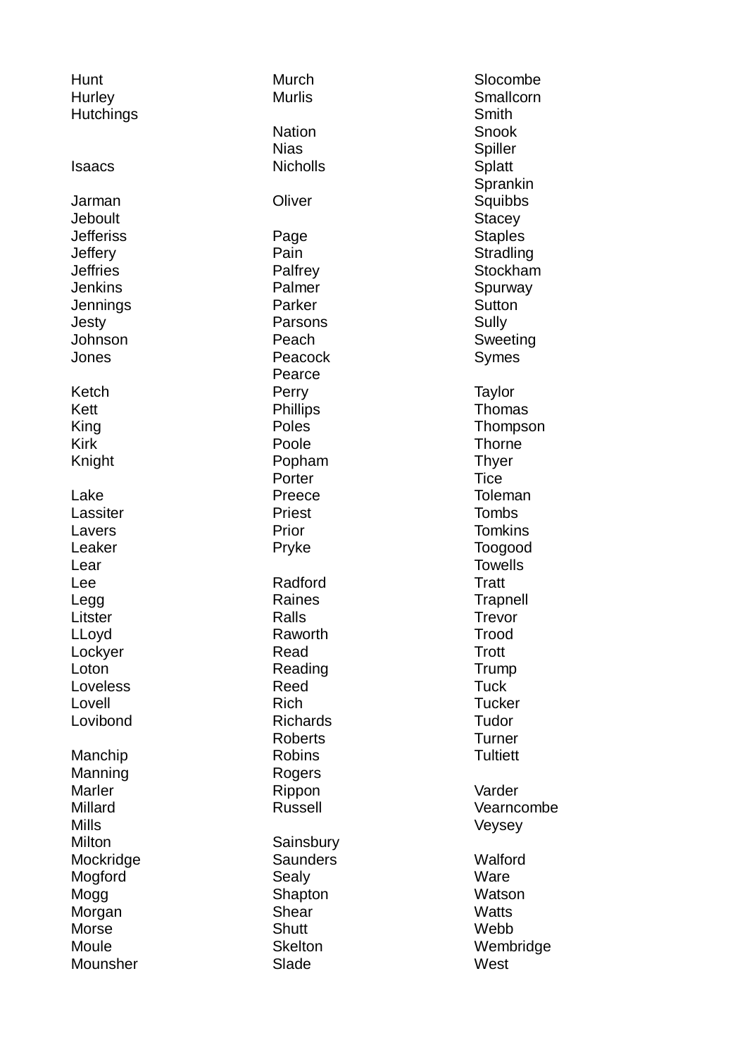Hunt
Hurley
Hutchings

Isaacs

Jarman
Jeboult
Jefferiss
Jeffery
Jeffries
Jenkins
Jennings
Jesty
Johnson
Jones

Ketch
Kett
King
Kirk
Knight

Lake
Lassiter
Lavers
Leaker
Lear
Lee
Legg
Litster
LLoyd
Lockyer
Loton
Loveless
Lovell
Lovibond

Manchip
Manning
Marler
Millard
Mills
Milton
Mockridge
Mogford
Mogg
Morgan
Morse
Moule
Mounsher
Murch
Murlis

Nation
Nias
Nicholls

Oliver

Page
Pain
Palfrey
Palmer
Parker
Parsons
Peach
Peacock
Pearce
Perry
Phillips
Poles
Poole
Popham
Porter
Preece
Priest
Prior
Pryke

Radford
Raines
Ralls
Raworth
Read
Reading
Reed
Rich
Richards
Roberts
Robins
Rogers
Rippon
Russell

Sainsbury
Saunders
Sealy
Shapton
Shear
Shutt
Skelton
Slade
Slocombe
Smallcorn
Smith
Snook
Spiller
Splatt
Sprankin
Squibbs
Stacey
Staples
Stradling
Stockham
Spurway
Sutton
Sully
Sweeting
Symes

Taylor
Thomas
Thompson
Thorne
Thyer
Tice
Toleman
Tombs
Tomkins
Toogood
Towells
Tratt
Trapnell
Trevor
Trood
Trott
Trump
Tuck
Tucker
Tudor
Turner
Tultiett

Varder
Vearncombe
Veysey

Walford
Ware
Watson
Watts
Webb
Wembridge
West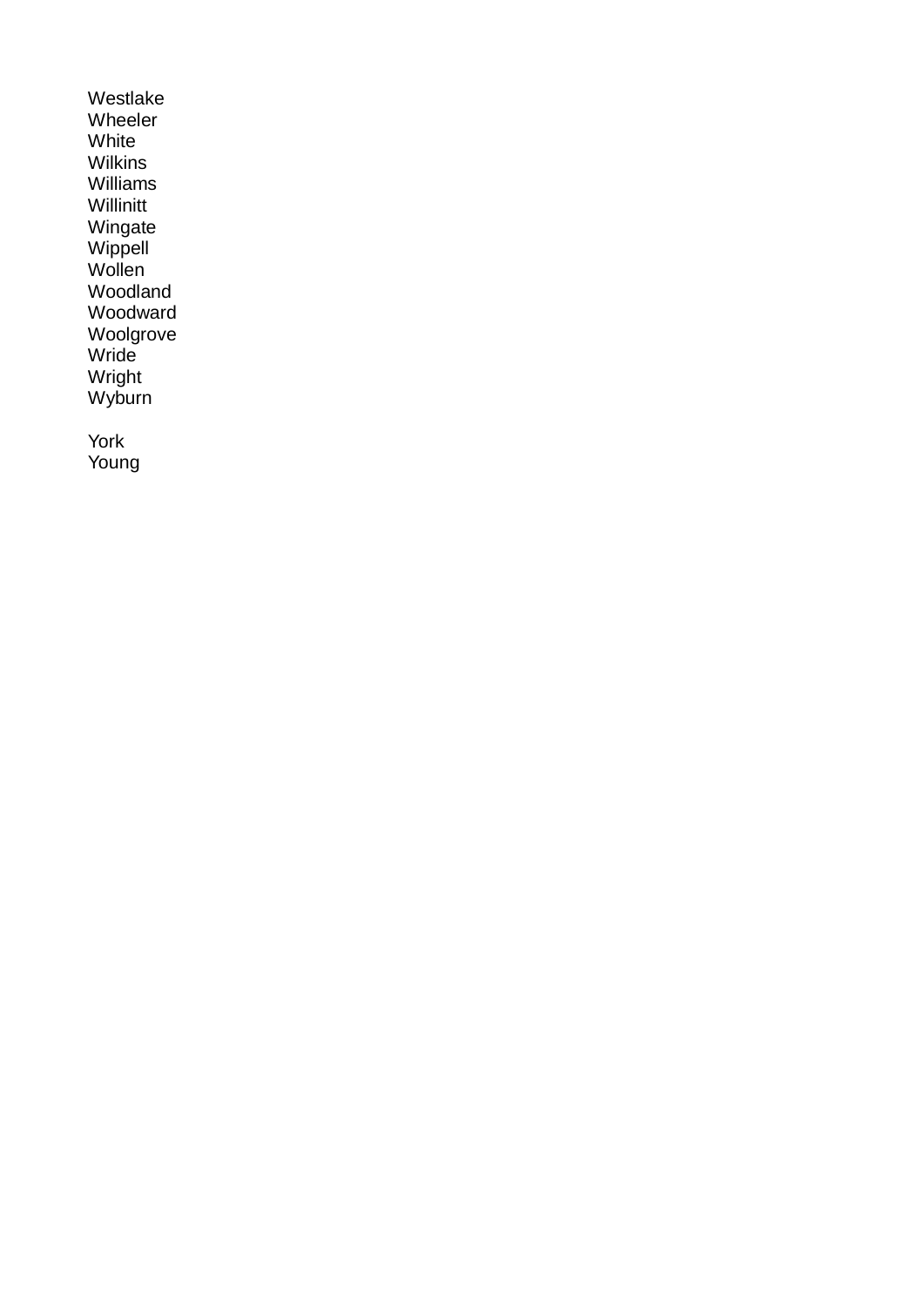Westlake
Wheeler
White
Wilkins
Williams
Willinitt
Wingate
Wippell
Wollen
Woodland
Woodward
Woolgrove
Wride
Wright
Wyburn

York
Young